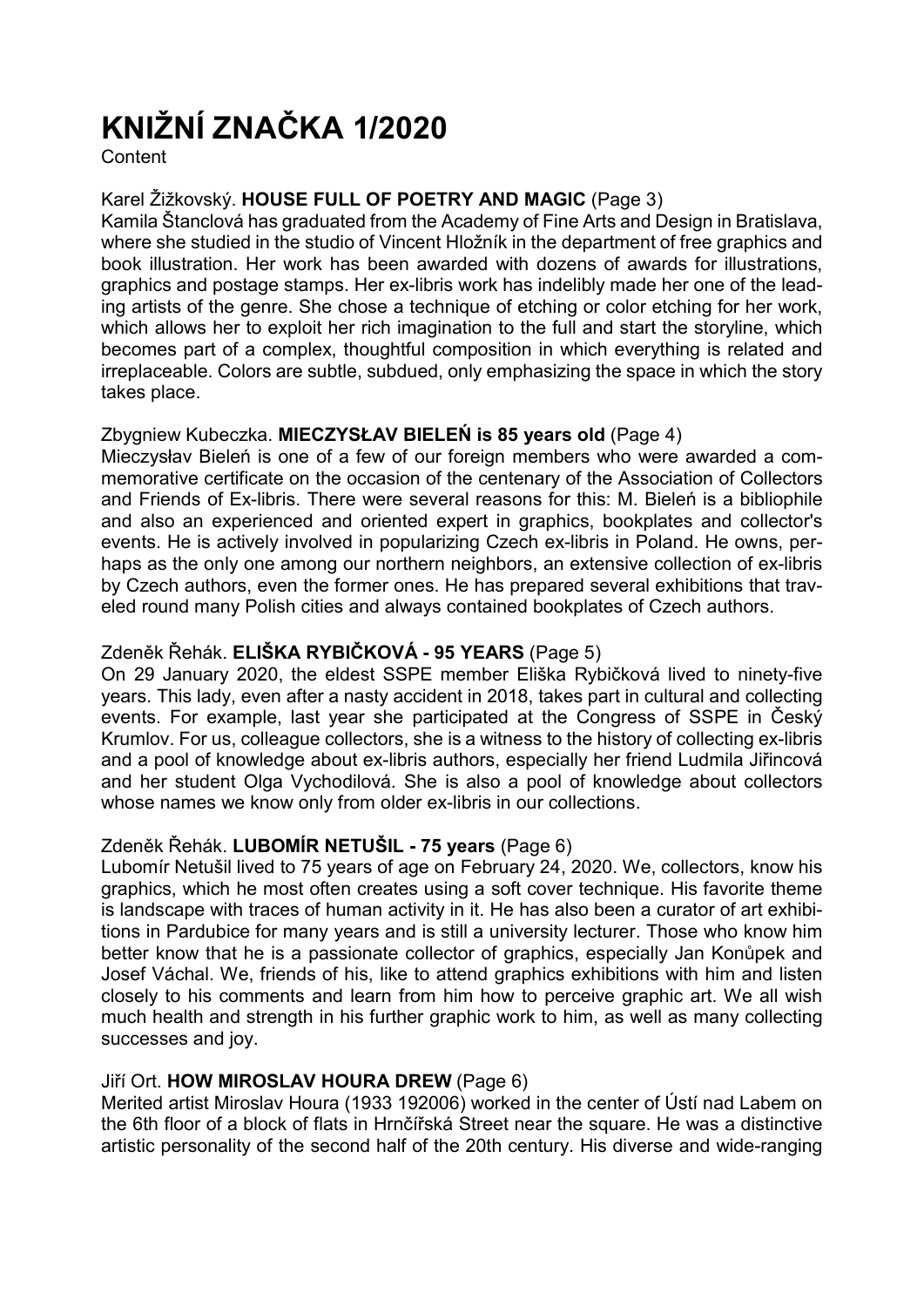# KNIŽNÍ ZNAČKA 1/2020

Content

Karel Žižkovský. **HOUSE FULL OF POETRY AND MAGIC** (Page 3)

Kamila Štanclová has graduated from the Academy of Fine Arts and Design in Bratislava, where she studied in the studio of Vincent Hložník in the department of free graphics and book illustration. Her work has been awarded with dozens of awards for illustrations, graphics and postage stamps. Her ex-libris work has indelibly made her one of the leading artists of the genre. She chose a technique of etching or color etching for her work, which allows her to exploit her rich imagination to the full and start the storyline, which becomes part of a complex, thoughtful composition in which everything is related and irreplaceable. Colors are subtle, subdued, only emphasizing the space in which the story takes place.

Zbygniew Kubeczka. **MIECZYSŁAV BIELEŃ is 85 years old** (Page 4)

Mieczysław Bieleń is one of a few of our foreign members who were awarded a commemorative certificate on the occasion of the centenary of the Association of Collectors and Friends of Ex-libris. There were several reasons for this: M. Bieleń is a bibliophile and also an experienced and oriented expert in graphics, bookplates and collector's events. He is actively involved in popularizing Czech ex-libris in Poland. He owns, perhaps as the only one among our northern neighbors, an extensive collection of ex-libris by Czech authors, even the former ones. He has prepared several exhibitions that traveled round many Polish cities and always contained bookplates of Czech authors.

Zdeněk Řehák. **ELIŠKA RYBIČKOVÁ - 95 YEARS** (Page 5)

On 29 January 2020, the eldest SSPE member Eliška Rybičková lived to ninety-five years. This lady, even after a nasty accident in 2018, takes part in cultural and collecting events. For example, last year she participated at the Congress of SSPE in Český Krumlov. For us, colleague collectors, she is a witness to the history of collecting ex-libris and a pool of knowledge about ex-libris authors, especially her friend Ludmila Jiřincová and her student Olga Vychodilová. She is also a pool of knowledge about collectors whose names we know only from older ex-libris in our collections.

Zdeněk Řehák. **LUBOMÍR NETUŠIL - 75 years** (Page 6)

Lubomír Netušil lived to 75 years of age on February 24, 2020. We, collectors, know his graphics, which he most often creates using a soft cover technique. His favorite theme is landscape with traces of human activity in it. He has also been a curator of art exhibitions in Pardubice for many years and is still a university lecturer. Those who know him better know that he is a passionate collector of graphics, especially Jan Konůpek and Josef Váchal. We, friends of his, like to attend graphics exhibitions with him and listen closely to his comments and learn from him how to perceive graphic art. We all wish much health and strength in his further graphic work to him, as well as many collecting successes and joy.

Jiří Ort. **HOW MIROSLAV HOURA DREW** (Page 6)

Merited artist Miroslav Houra (1933 192006) worked in the center of Ústí nad Labem on the 6th floor of a block of flats in Hrnčířská Street near the square. He was a distinctive artistic personality of the second half of the 20th century. His diverse and wide-ranging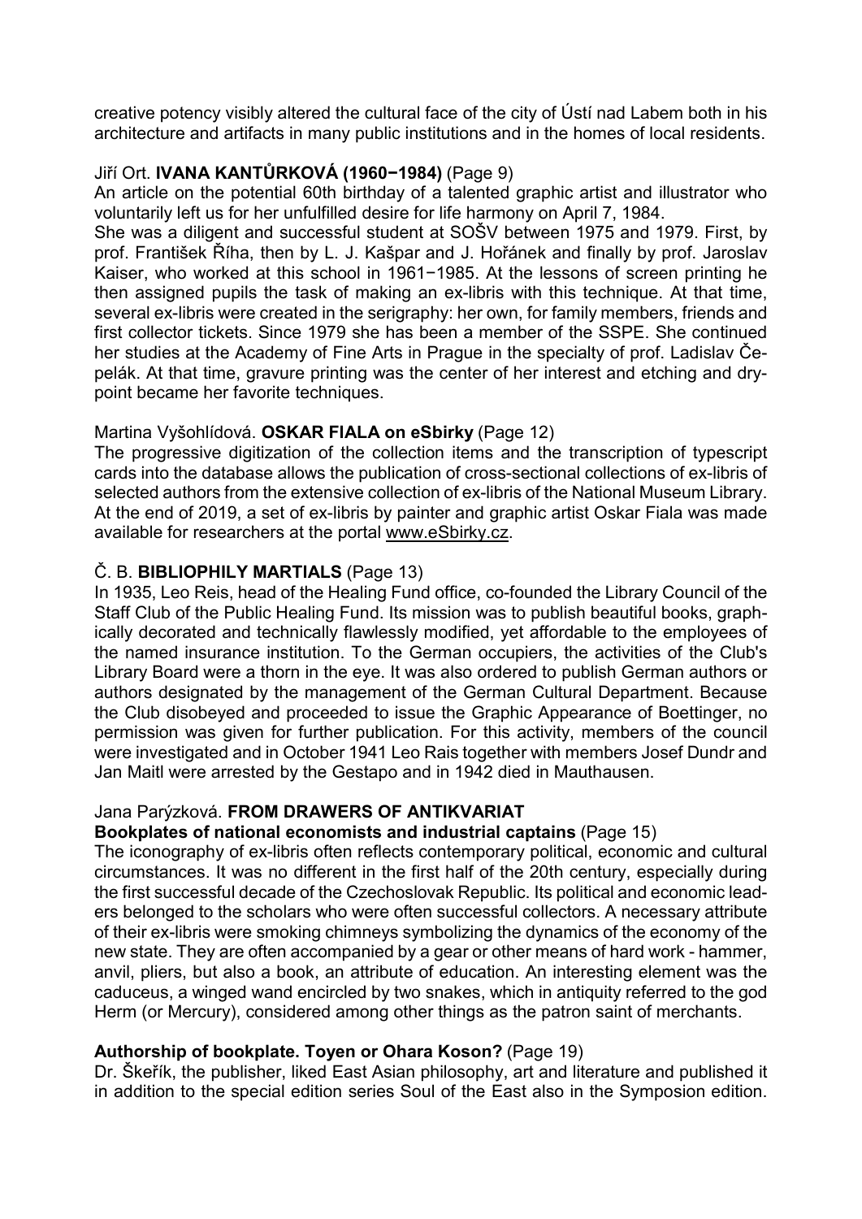creative potency visibly altered the cultural face of the city of Ústí nad Labem both in his architecture and artifacts in many public institutions and in the homes of local residents.

Jiří Ort. **IVANA KANTŮRKOVÁ (1960−1984)** (Page 9)

An article on the potential 60th birthday of a talented graphic artist and illustrator who voluntarily left us for her unfulfilled desire for life harmony on April 7, 1984.

She was a diligent and successful student at SOŠV between 1975 and 1979. First, by prof. František Říha, then by L. J. Kašpar and J. Hořánek and finally by prof. Jaroslav Kaiser, who worked at this school in 1961−1985. At the lessons of screen printing he then assigned pupils the task of making an ex-libris with this technique. At that time, several ex-libris were created in the serigraphy: her own, for family members, friends and first collector tickets. Since 1979 she has been a member of the SSPE. She continued her studies at the Academy of Fine Arts in Prague in the specialty of prof. Ladislav Čepelák. At that time, gravure printing was the center of her interest and etching and drypoint became her favorite techniques.

Martina Vyšohlídová. **OSKAR FIALA on eSbirky** (Page 12)

The progressive digitization of the collection items and the transcription of typescript cards into the database allows the publication of cross-sectional collections of ex-libris of selected authors from the extensive collection of ex-libris of the National Museum Library. At the end of 2019, a set of ex-libris by painter and graphic artist Oskar Fiala was made available for researchers at the portal www.eSbirky.cz.

Č. B. **BIBLIOPHILY MARTIALS** (Page 13)

In 1935, Leo Reis, head of the Healing Fund office, co-founded the Library Council of the Staff Club of the Public Healing Fund. Its mission was to publish beautiful books, graphically decorated and technically flawlessly modified, yet affordable to the employees of the named insurance institution. To the German occupiers, the activities of the Club's Library Board were a thorn in the eye. It was also ordered to publish German authors or authors designated by the management of the German Cultural Department. Because the Club disobeyed and proceeded to issue the Graphic Appearance of Boettinger, no permission was given for further publication. For this activity, members of the council were investigated and in October 1941 Leo Rais together with members Josef Dundr and Jan Maitl were arrested by the Gestapo and in 1942 died in Mauthausen.

Jana Parýzková. **FROM DRAWERS OF ANTIKVARIAT**
**Bookplates of national economists and industrial captains** (Page 15)

The iconography of ex-libris often reflects contemporary political, economic and cultural circumstances. It was no different in the first half of the 20th century, especially during the first successful decade of the Czechoslovak Republic. Its political and economic leaders belonged to the scholars who were often successful collectors. A necessary attribute of their ex-libris were smoking chimneys symbolizing the dynamics of the economy of the new state. They are often accompanied by a gear or other means of hard work - hammer, anvil, pliers, but also a book, an attribute of education. An interesting element was the caduceus, a winged wand encircled by two snakes, which in antiquity referred to the god Herm (or Mercury), considered among other things as the patron saint of merchants.

**Authorship of bookplate. Toyen or Ohara Koson?** (Page 19)

Dr. Škeřík, the publisher, liked East Asian philosophy, art and literature and published it in addition to the special edition series Soul of the East also in the Symposion edition.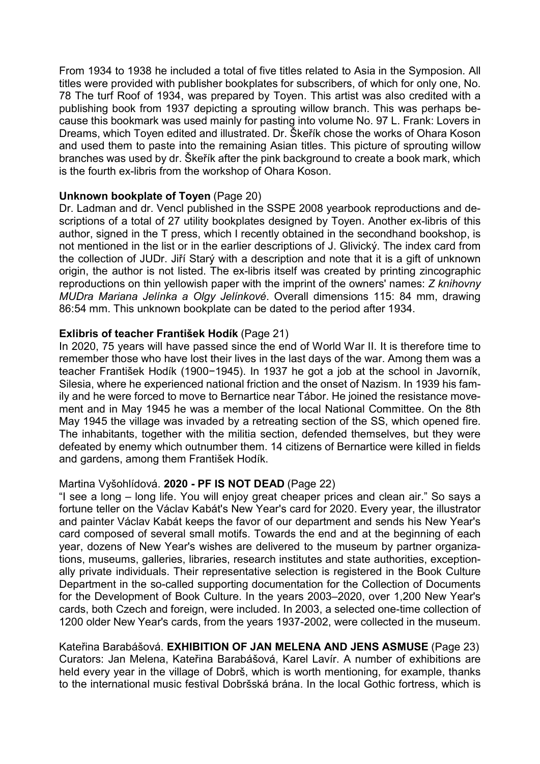From 1934 to 1938 he included a total of five titles related to Asia in the Symposion. All titles were provided with publisher bookplates for subscribers, of which for only one, No. 78 The turf Roof of 1934, was prepared by Toyen. This artist was also credited with a publishing book from 1937 depicting a sprouting willow branch. This was perhaps because this bookmark was used mainly for pasting into volume No. 97 L. Frank: Lovers in Dreams, which Toyen edited and illustrated. Dr. Škeřík chose the works of Ohara Koson and used them to paste into the remaining Asian titles. This picture of sprouting willow branches was used by dr. Škeřík after the pink background to create a book mark, which is the fourth ex-libris from the workshop of Ohara Koson.

**Unknown bookplate of Toyen** (Page 20)
Dr. Ladman and dr. Vencl published in the SSPE 2008 yearbook reproductions and descriptions of a total of 27 utility bookplates designed by Toyen. Another ex-libris of this author, signed in the T press, which I recently obtained in the secondhand bookshop, is not mentioned in the list or in the earlier descriptions of J. Glivický. The index card from the collection of JUDr. Jiří Starý with a description and note that it is a gift of unknown origin, the author is not listed. The ex-libris itself was created by printing zincographic reproductions on thin yellowish paper with the imprint of the owners' names: *Z knihovny MUDra Mariana Jelínka a Olgy Jelínkové*. Overall dimensions 115: 84 mm, drawing 86:54 mm. This unknown bookplate can be dated to the period after 1934.

**Exlibris of teacher František Hodík** (Page 21)
In 2020, 75 years will have passed since the end of World War II. It is therefore time to remember those who have lost their lives in the last days of the war. Among them was a teacher František Hodík (1900−1945). In 1937 he got a job at the school in Javorník, Silesia, where he experienced national friction and the onset of Nazism. In 1939 his family and he were forced to move to Bernartice near Tábor. He joined the resistance movement and in May 1945 he was a member of the local National Committee. On the 8th May 1945 the village was invaded by a retreating section of the SS, which opened fire. The inhabitants, together with the militia section, defended themselves, but they were defeated by enemy which outnumber them. 14 citizens of Bernartice were killed in fields and gardens, among them František Hodík.

Martina Vyšohlídová. **2020 - PF IS NOT DEAD** (Page 22)
"I see a long – long life. You will enjoy great cheaper prices and clean air." So says a fortune teller on the Václav Kabát's New Year's card for 2020. Every year, the illustrator and painter Václav Kabát keeps the favor of our department and sends his New Year's card composed of several small motifs. Towards the end and at the beginning of each year, dozens of New Year's wishes are delivered to the museum by partner organizations, museums, galleries, libraries, research institutes and state authorities, exceptionally private individuals. Their representative selection is registered in the Book Culture Department in the so-called supporting documentation for the Collection of Documents for the Development of Book Culture. In the years 2003–2020, over 1,200 New Year's cards, both Czech and foreign, were included. In 2003, a selected one-time collection of 1200 older New Year's cards, from the years 1937-2002, were collected in the museum.

Kateřina Barabášová. **EXHIBITION OF JAN MELENA AND JENS ASMUSE** (Page 23)
Curators: Jan Melena, Kateřina Barabášová, Karel Lavír. A number of exhibitions are held every year in the village of Dobrš, which is worth mentioning, for example, thanks to the international music festival Dobršská brána. In the local Gothic fortress, which is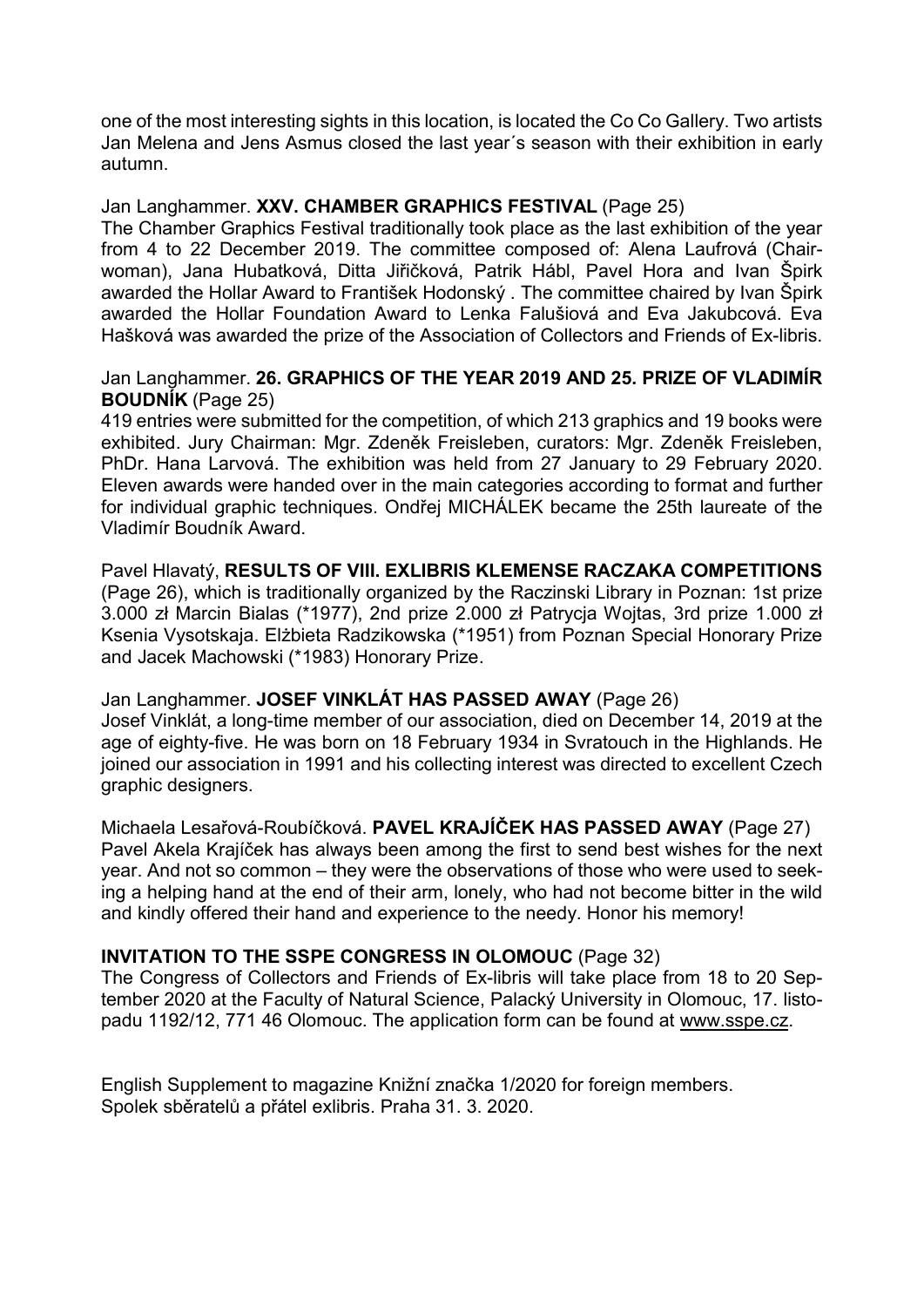one of the most interesting sights in this location, is located the Co Co Gallery. Two artists Jan Melena and Jens Asmus closed the last year´s season with their exhibition in early autumn.

Jan Langhammer. **XXV. CHAMBER GRAPHICS FESTIVAL** (Page 25)
The Chamber Graphics Festival traditionally took place as the last exhibition of the year from 4 to 22 December 2019. The committee composed of: Alena Laufrová (Chairwoman), Jana Hubatková, Ditta Jiřičková, Patrik Hábl, Pavel Hora and Ivan Špirk awarded the Hollar Award to František Hodonský . The committee chaired by Ivan Špirk awarded the Hollar Foundation Award to Lenka Falušiová and Eva Jakubcová. Eva Hašková was awarded the prize of the Association of Collectors and Friends of Ex-libris.

Jan Langhammer. **26. GRAPHICS OF THE YEAR 2019 AND 25. PRIZE OF VLADIMÍR BOUDNÍK** (Page 25)
419 entries were submitted for the competition, of which 213 graphics and 19 books were exhibited. Jury Chairman: Mgr. Zdeněk Freisleben, curators: Mgr. Zdeněk Freisleben, PhDr. Hana Larvová. The exhibition was held from 27 January to 29 February 2020. Eleven awards were handed over in the main categories according to format and further for individual graphic techniques. Ondřej MICHÁLEK became the 25th laureate of the Vladimír Boudník Award.

Pavel Hlavatý, **RESULTS OF VIII. EXLIBRIS KLEMENSE RACZAKA COMPETITIONS** (Page 26), which is traditionally organized by the Raczinski Library in Poznan: 1st prize 3.000 zł Marcin Bialas (*1977), 2nd prize 2.000 zł Patrycja Wojtas, 3rd prize 1.000 zł Ksenia Vysotskaja. Elżbieta Radzikowska (*1951) from Poznan Special Honorary Prize and Jacek Machowski (*1983) Honorary Prize.

Jan Langhammer. **JOSEF VINKLÁT HAS PASSED AWAY** (Page 26)
Josef Vinklát, a long-time member of our association, died on December 14, 2019 at the age of eighty-five. He was born on 18 February 1934 in Svratouch in the Highlands. He joined our association in 1991 and his collecting interest was directed to excellent Czech graphic designers.

Michaela Lesařová-Roubíčková. **PAVEL KRAJÍČEK HAS PASSED AWAY** (Page 27)
Pavel Akela Krajíček has always been among the first to send best wishes for the next year. And not so common – they were the observations of those who were used to seeking a helping hand at the end of their arm, lonely, who had not become bitter in the wild and kindly offered their hand and experience to the needy. Honor his memory!

**INVITATION TO THE SSPE CONGRESS IN OLOMOUC** (Page 32)
The Congress of Collectors and Friends of Ex-libris will take place from 18 to 20 September 2020 at the Faculty of Natural Science, Palacký University in Olomouc, 17. listopadu 1192/12, 771 46 Olomouc. The application form can be found at www.sspe.cz.

English Supplement to magazine Knižní značka 1/2020 for foreign members.
Spolek sběratelů a přátel exlibris. Praha 31. 3. 2020.